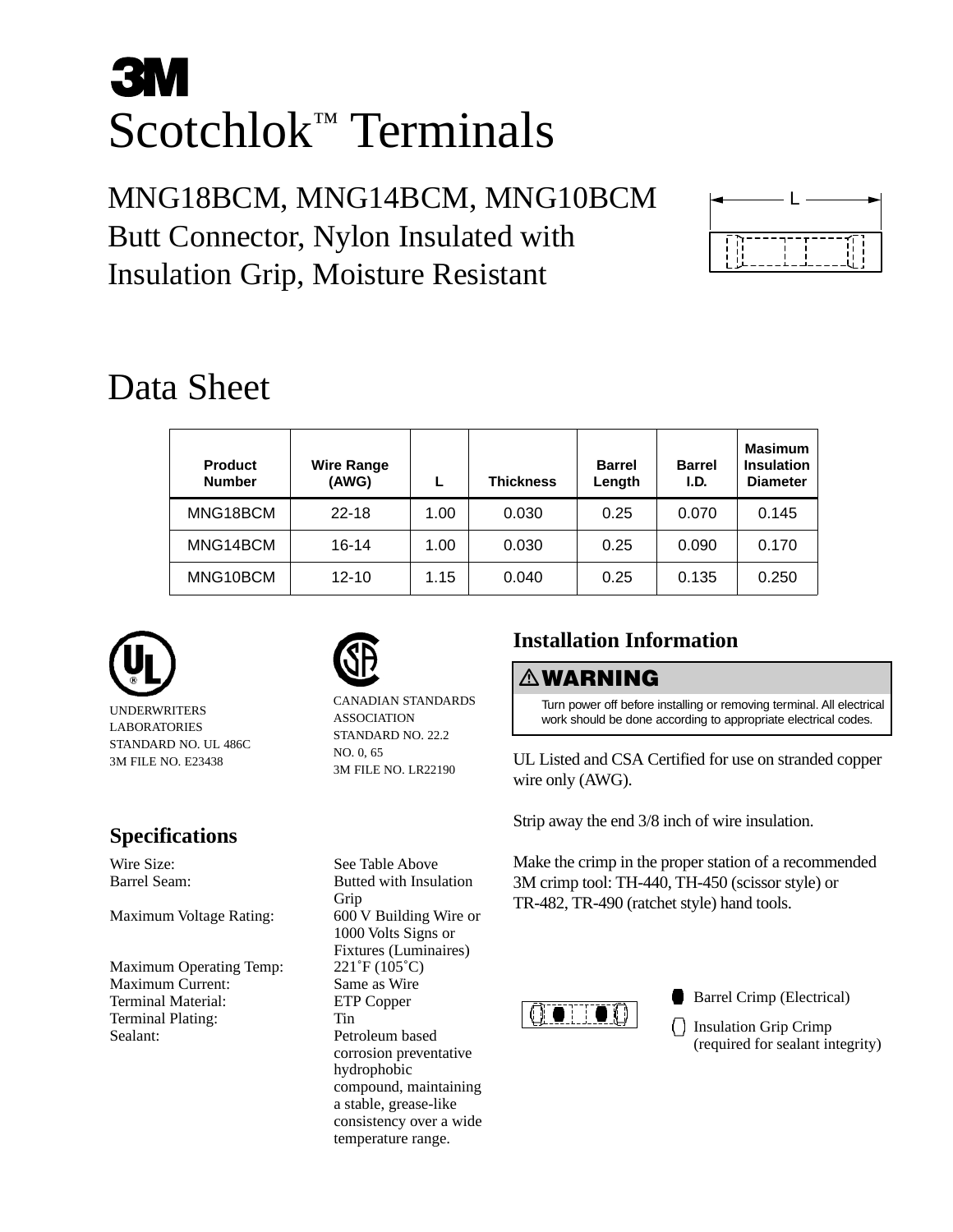# 3M

# Scotchlok™ Terminals

## MNG18BCM, MNG14BCM, MNG10BCM
## Butt Connector, Nylon Insulated with Insulation Grip, Moisture Resistant

L

# Data Sheet

| Product Number | Wire Range (AWG) | L | Thickness | Barrel Length | Barrel I.D. | Masimum Insulation Diameter |
|---|---|---|---|---|---|---|
| MNG18BCM | 22-18 | 1.00 | 0.030 | 0.25 | 0.070 | 0.145 |
| MNG14BCM | 16-14 | 1.00 | 0.030 | 0.25 | 0.090 | 0.170 |
| MNG10BCM | 12-10 | 1.15 | 0.040 | 0.25 | 0.135 | 0.250 |

UNDERWRITERS LABORATORIES
STANDARD NO. UL 486C
3M FILE NO. E23438

CANADIAN STANDARDS ASSOCIATION
STANDARD NO. 22.2
NO. 0, 65
3M FILE NO. LR22190

## Specifications

- Wire Size: See Table Above
- Barrel Seam: Butted with Insulation Grip
- Maximum Voltage Rating: 600 V Building Wire or 1000 Volts Signs or Fixtures (Luminaires)
- Maximum Operating Temp: 221˚F (105˚C)
- Maximum Current: Same as Wire
- Terminal Material: ETP Copper
- Terminal Plating: Tin
- Sealant: Petroleum based corrosion preventative hydrophobic compound, maintaining a stable, grease-like consistency over a wide temperature range.

## Installation Information

**⚠WARNING**

Turn power off before installing or removing terminal. All electrical work should be done according to appropriate electrical codes.

UL Listed and CSA Certified for use on stranded copper wire only (AWG).

Strip away the end 3/8 inch of wire insulation.

Make the crimp in the proper station of a recommended 3M crimp tool: TH-440, TH-450 (scissor style) or TR-482, TR-490 (ratchet style) hand tools.

- Barrel Crimp (Electrical)
- Insulation Grip Crimp (required for sealant integrity)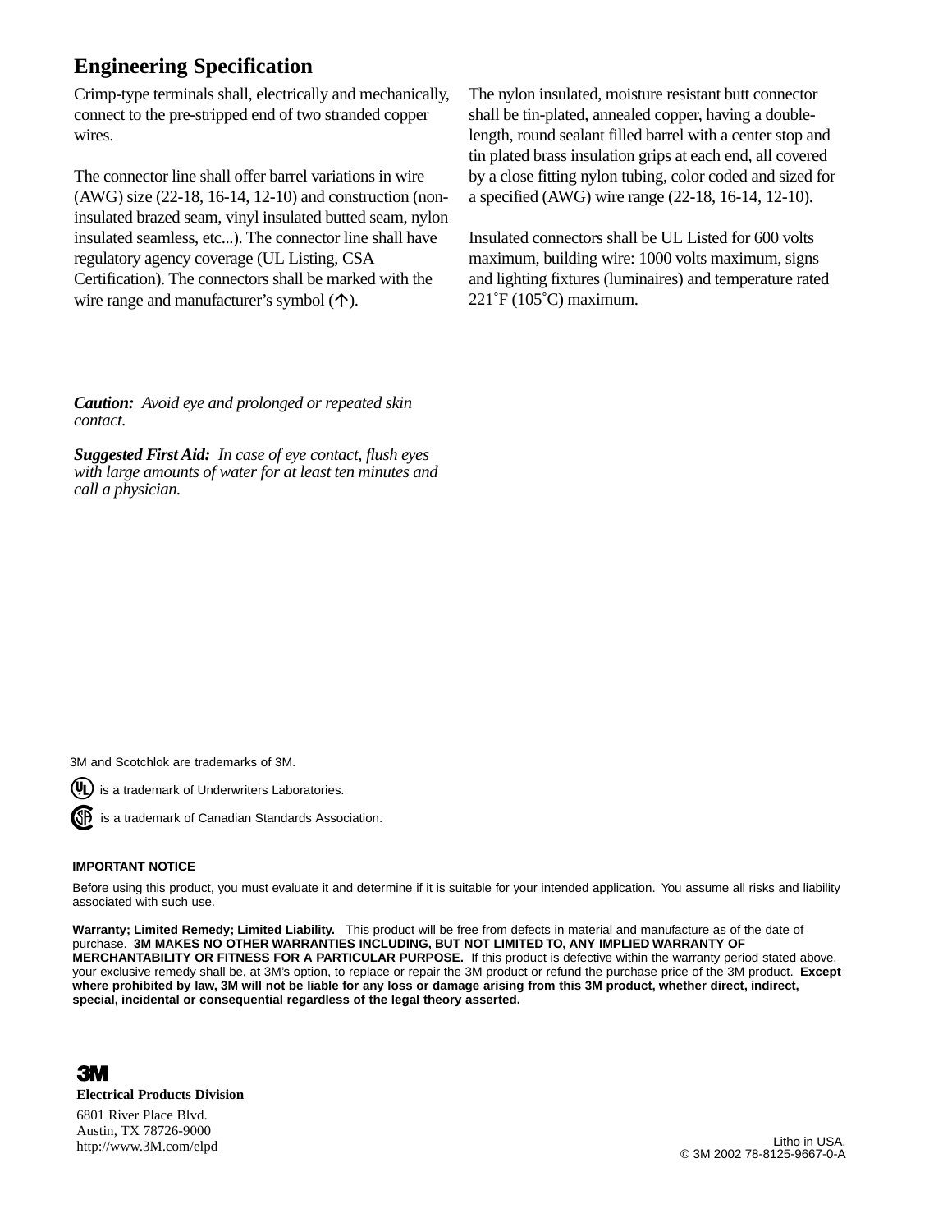## Engineering Specification

Crimp-type terminals shall, electrically and mechanically, connect to the pre-stripped end of two stranded copper wires.

The connector line shall offer barrel variations in wire (AWG) size (22-18, 16-14, 12-10) and construction (non-insulated brazed seam, vinyl insulated butted seam, nylon insulated seamless, etc...). The connector line shall have regulatory agency coverage (UL Listing, CSA Certification). The connectors shall be marked with the wire range and manufacturer's symbol (🡡).

The nylon insulated, moisture resistant butt connector shall be tin-plated, annealed copper, having a double-length, round sealant filled barrel with a center stop and tin plated brass insulation grips at each end, all covered by a close fitting nylon tubing, color coded and sized for a specified (AWG) wire range (22-18, 16-14, 12-10).

Insulated connectors shall be UL Listed for 600 volts maximum, building wire: 1000 volts maximum, signs and lighting fixtures (luminaires) and temperature rated 221˚F (105˚C) maximum.

***Caution:*** *Avoid eye and prolonged or repeated skin contact.*

***Suggested First Aid:*** *In case of eye contact, flush eyes with large amounts of water for at least ten minutes and call a physician.*

3M and Scotchlok are trademarks of 3M.

UL is a trademark of Underwriters Laboratories.

CSA is a trademark of Canadian Standards Association.

**IMPORTANT NOTICE**

Before using this product, you must evaluate it and determine if it is suitable for your intended application. You assume all risks and liability associated with such use.

**Warranty; Limited Remedy; Limited Liability.** This product will be free from defects in material and manufacture as of the date of purchase. **3M MAKES NO OTHER WARRANTIES INCLUDING, BUT NOT LIMITED TO, ANY IMPLIED WARRANTY OF MERCHANTABILITY OR FITNESS FOR A PARTICULAR PURPOSE.** If this product is defective within the warranty period stated above, your exclusive remedy shall be, at 3M's option, to replace or repair the 3M product or refund the purchase price of the 3M product. **Except where prohibited by law, 3M will not be liable for any loss or damage arising from this 3M product, whether direct, indirect, special, incidental or consequential regardless of the legal theory asserted.**

**3M**

**Electrical Products Division**

6801 River Place Blvd.
Austin, TX 78726-9000
http://www.3M.com/elpd

Litho in USA.
© 3M 2002 78-8125-9667-0-A